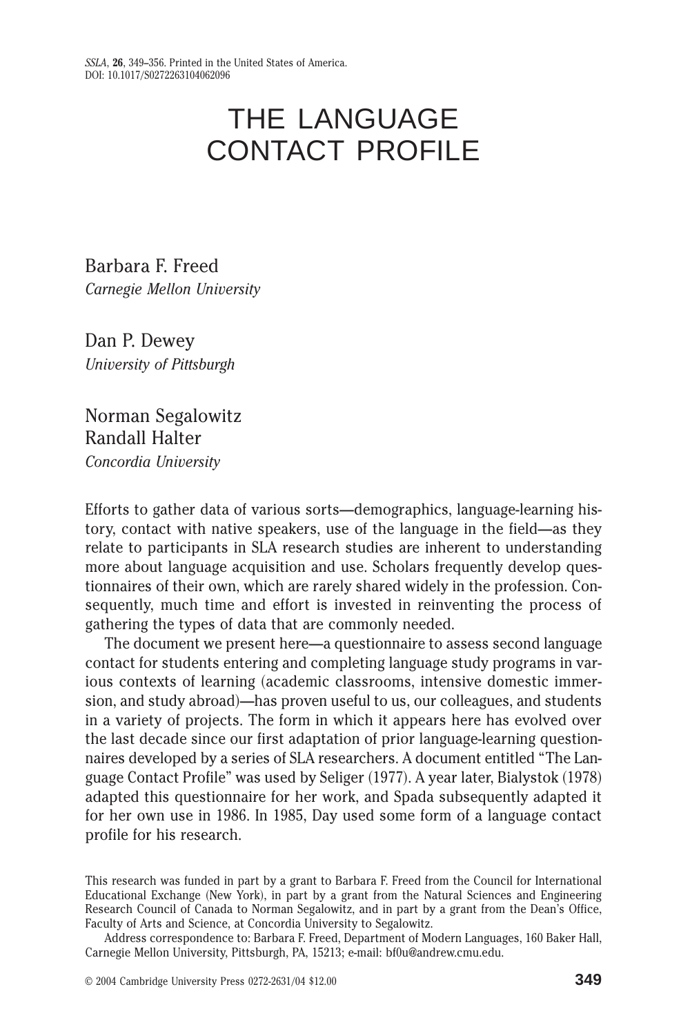# THE LANGUAGE CONTACT PROFILE

Barbara F. Freed
*Carnegie Mellon University*

Dan P. Dewey
*University of Pittsburgh*

Norman Segalowitz
Randall Halter
*Concordia University*

Efforts to gather data of various sorts—demographics, language-learning history, contact with native speakers, use of the language in the field—as they relate to participants in SLA research studies are inherent to understanding more about language acquisition and use. Scholars frequently develop questionnaires of their own, which are rarely shared widely in the profession. Consequently, much time and effort is invested in reinventing the process of gathering the types of data that are commonly needed.

The document we present here—a questionnaire to assess second language contact for students entering and completing language study programs in various contexts of learning (academic classrooms, intensive domestic immersion, and study abroad)—has proven useful to us, our colleagues, and students in a variety of projects. The form in which it appears here has evolved over the last decade since our first adaptation of prior language-learning questionnaires developed by a series of SLA researchers. A document entitled "The Language Contact Profile" was used by Seliger (1977). A year later, Bialystok (1978) adapted this questionnaire for her work, and Spada subsequently adapted it for her own use in 1986. In 1985, Day used some form of a language contact profile for his research.

This research was funded in part by a grant to Barbara F. Freed from the Council for International Educational Exchange (New York), in part by a grant from the Natural Sciences and Engineering Research Council of Canada to Norman Segalowitz, and in part by a grant from the Dean's Office, Faculty of Arts and Science, at Concordia University to Segalowitz.

Address correspondence to: Barbara F. Freed, Department of Modern Languages, 160 Baker Hall, Carnegie Mellon University, Pittsburgh, PA, 15213; e-mail: bf0u@andrew.cmu.edu.

© 2004 Cambridge University Press 0272-2631/04 $12.00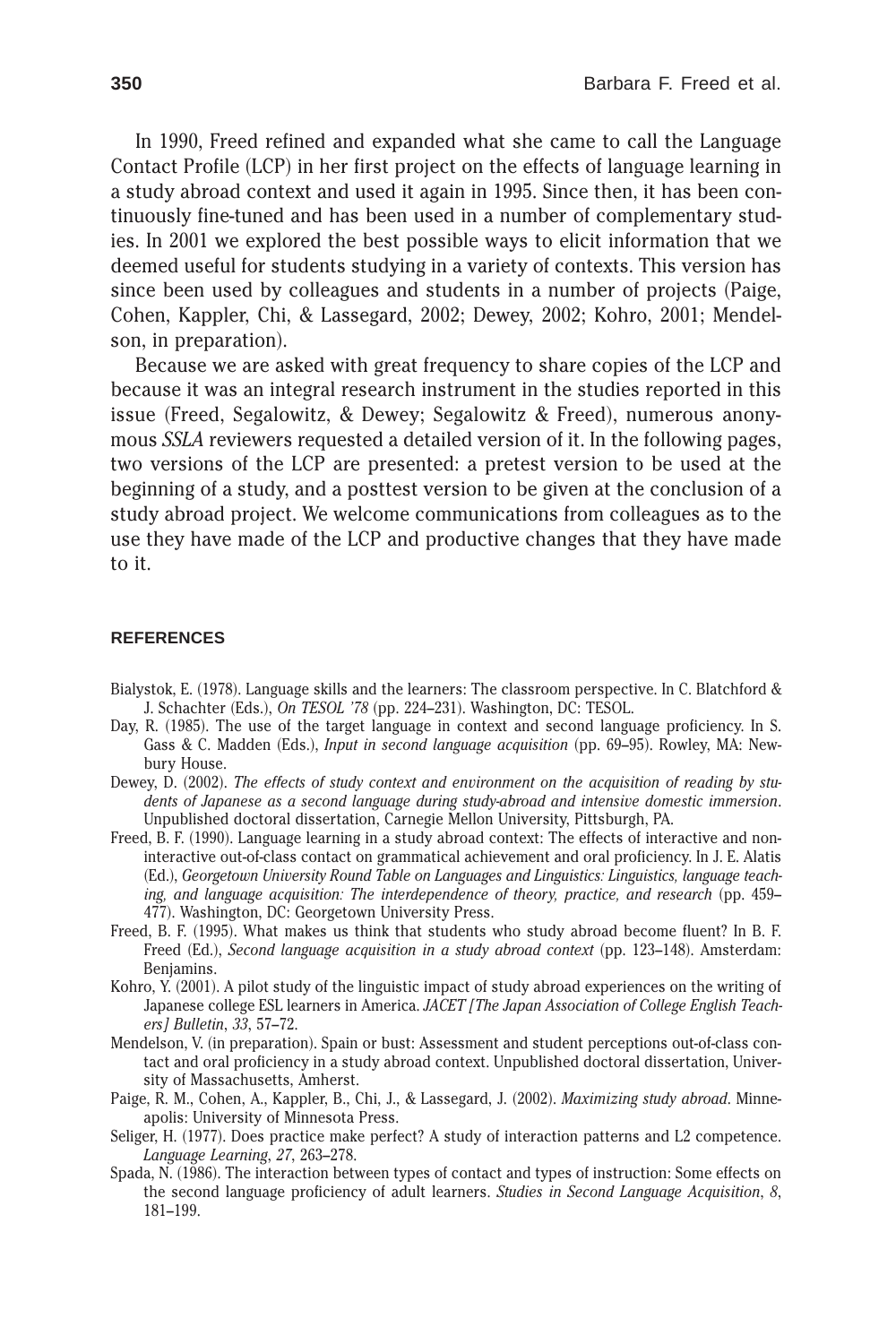In 1990, Freed refined and expanded what she came to call the Language Contact Profile (LCP) in her first project on the effects of language learning in a study abroad context and used it again in 1995. Since then, it has been continuously fine-tuned and has been used in a number of complementary studies. In 2001 we explored the best possible ways to elicit information that we deemed useful for students studying in a variety of contexts. This version has since been used by colleagues and students in a number of projects (Paige, Cohen, Kappler, Chi, & Lassegard, 2002; Dewey, 2002; Kohro, 2001; Mendelson, in preparation).

Because we are asked with great frequency to share copies of the LCP and because it was an integral research instrument in the studies reported in this issue (Freed, Segalowitz, & Dewey; Segalowitz & Freed), numerous anonymous *SSLA* reviewers requested a detailed version of it. In the following pages, two versions of the LCP are presented: a pretest version to be used at the beginning of a study, and a posttest version to be given at the conclusion of a study abroad project. We welcome communications from colleagues as to the use they have made of the LCP and productive changes that they have made to it.

## REFERENCES

Bialystok, E. (1978). Language skills and the learners: The classroom perspective. In C. Blatchford & J. Schachter (Eds.), *On TESOL '78* (pp. 224–231). Washington, DC: TESOL.

Day, R. (1985). The use of the target language in context and second language proficiency. In S. Gass & C. Madden (Eds.), *Input in second language acquisition* (pp. 69–95). Rowley, MA: Newbury House.

Dewey, D. (2002). *The effects of study context and environment on the acquisition of reading by students of Japanese as a second language during study-abroad and intensive domestic immersion*. Unpublished doctoral dissertation, Carnegie Mellon University, Pittsburgh, PA.

Freed, B. F. (1990). Language learning in a study abroad context: The effects of interactive and non-interactive out-of-class contact on grammatical achievement and oral proficiency. In J. E. Alatis (Ed.), *Georgetown University Round Table on Languages and Linguistics: Linguistics, language teaching, and language acquisition: The interdependence of theory, practice, and research* (pp. 459–477). Washington, DC: Georgetown University Press.

Freed, B. F. (1995). What makes us think that students who study abroad become fluent? In B. F. Freed (Ed.), *Second language acquisition in a study abroad context* (pp. 123–148). Amsterdam: Benjamins.

Kohro, Y. (2001). A pilot study of the linguistic impact of study abroad experiences on the writing of Japanese college ESL learners in America. *JACET [The Japan Association of College English Teachers] Bulletin*, *33*, 57–72.

Mendelson, V. (in preparation). Spain or bust: Assessment and student perceptions out-of-class contact and oral proficiency in a study abroad context. Unpublished doctoral dissertation, University of Massachusetts, Amherst.

Paige, R. M., Cohen, A., Kappler, B., Chi, J., & Lassegard, J. (2002). *Maximizing study abroad*. Minneapolis: University of Minnesota Press.

Seliger, H. (1977). Does practice make perfect? A study of interaction patterns and L2 competence. *Language Learning*, *27*, 263–278.

Spada, N. (1986). The interaction between types of contact and types of instruction: Some effects on the second language proficiency of adult learners. *Studies in Second Language Acquisition*, *8*, 181–199.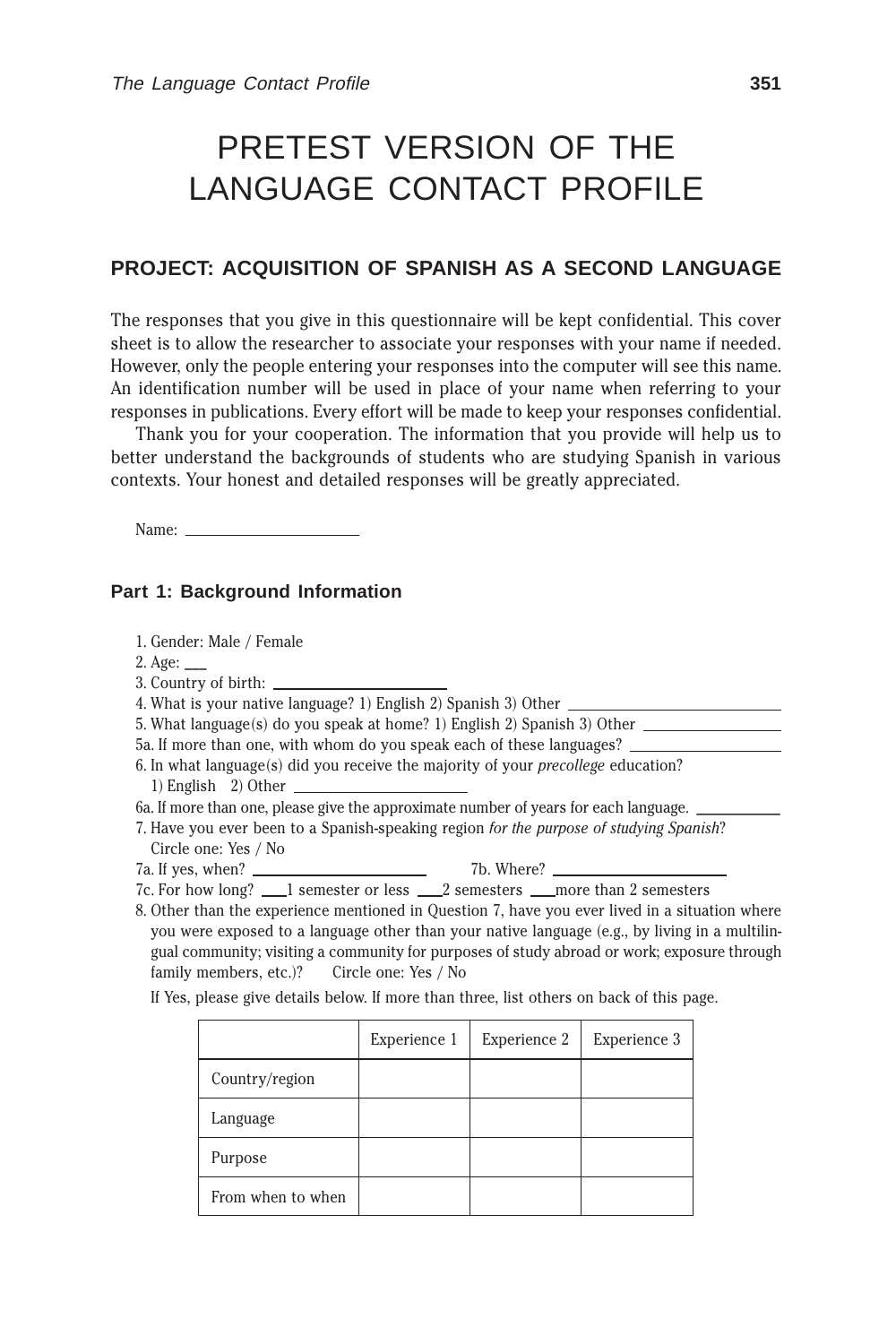# PRETEST VERSION OF THE LANGUAGE CONTACT PROFILE

## PROJECT: ACQUISITION OF SPANISH AS A SECOND LANGUAGE

The responses that you give in this questionnaire will be kept confidential. This cover sheet is to allow the researcher to associate your responses with your name if needed. However, only the people entering your responses into the computer will see this name. An identification number will be used in place of your name when referring to your responses in publications. Every effort will be made to keep your responses confidential.

Thank you for your cooperation. The information that you provide will help us to better understand the backgrounds of students who are studying Spanish in various contexts. Your honest and detailed responses will be greatly appreciated.

Name: ____________________

### Part 1: Background Information

1. Gender: Male / Female
2. Age: ___
3. Country of birth: ____________________
4. What is your native language? 1) English 2) Spanish 3) Other ____________________
5. What language(s) do you speak at home? 1) English 2) Spanish 3) Other ____________________

5a. If more than one, with whom do you speak each of these languages? ____________________

6. In what language(s) did you receive the majority of your *precollege* education?
   1) English 2) Other ____________________

6a. If more than one, please give the approximate number of years for each language. __________

7. Have you ever been to a Spanish-speaking region *for the purpose of studying Spanish*?
   Circle one: Yes / No

7a. If yes, when? ____________________ 7b. Where? ____________________

7c. For how long? ___1 semester or less ___2 semesters ___more than 2 semesters

8. Other than the experience mentioned in Question 7, have you ever lived in a situation where you were exposed to a language other than your native language (e.g., by living in a multilingual community; visiting a community for purposes of study abroad or work; exposure through family members, etc.)? Circle one: Yes / No

   If Yes, please give details below. If more than three, list others on back of this page.

| | Experience 1 | Experience 2 | Experience 3 |
|---|---|---|---|
| Country/region | | | |
| Language | | | |
| Purpose | | | |
| From when to when | | | |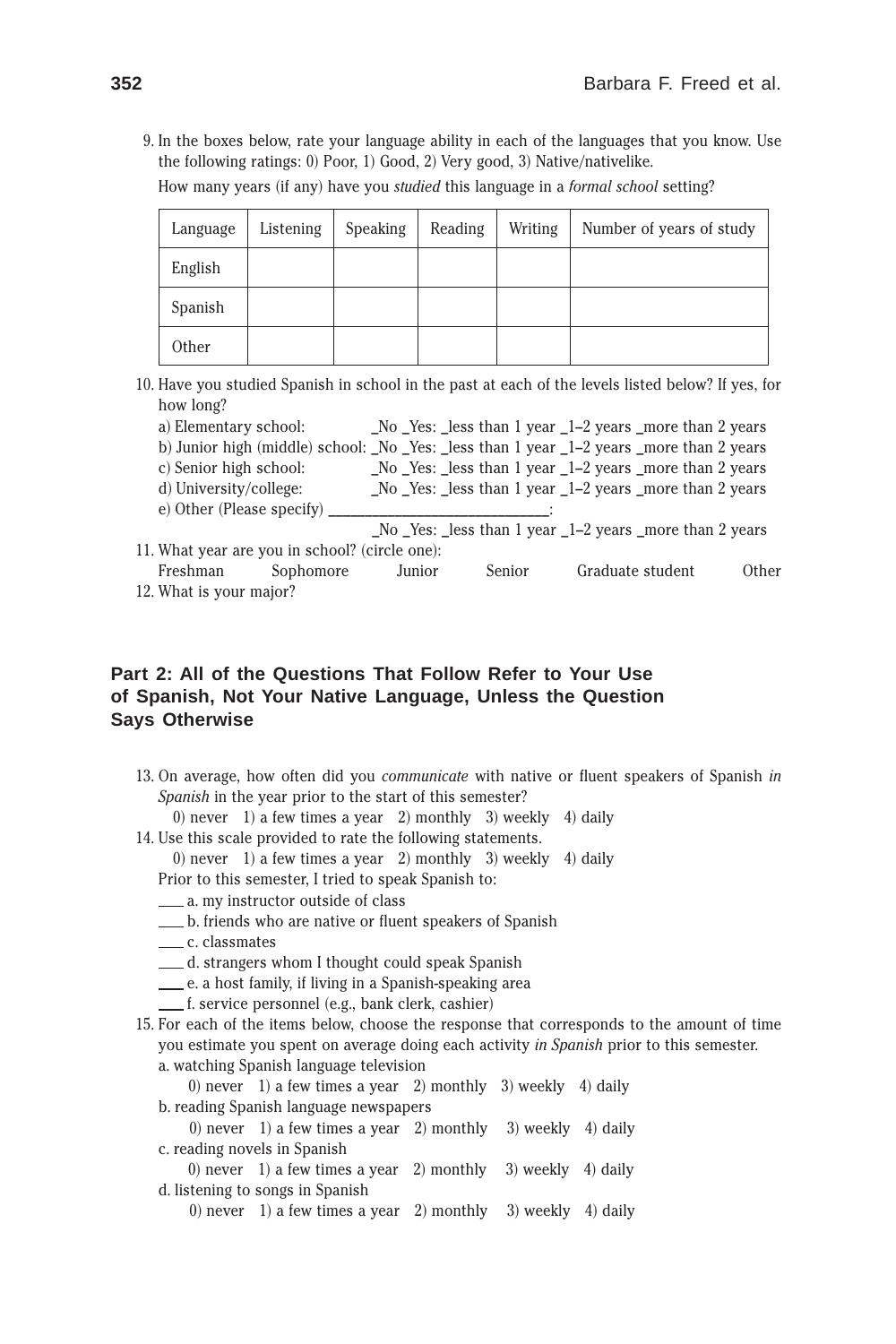9. In the boxes below, rate your language ability in each of the languages that you know. Use the following ratings: 0) Poor, 1) Good, 2) Very good, 3) Native/nativelike.

   How many years (if any) have you *studied* this language in a *formal school* setting?

| Language | Listening | Speaking | Reading | Writing | Number of years of study |
|---|---|---|---|---|---|
| English | | | | | |
| Spanish | | | | | |
| Other | | | | | |

10. Have you studied Spanish in school in the past at each of the levels listed below? If yes, for how long?

    a) Elementary school: _No _Yes: _less than 1 year _1–2 years _more than 2 years
    b) Junior high (middle) school: _No _Yes: _less than 1 year _1–2 years _more than 2 years
    c) Senior high school: _No _Yes: _less than 1 year _1–2 years _more than 2 years
    d) University/college: _No _Yes: _less than 1 year _1–2 years _more than 2 years
    e) Other (Please specify) ______________________:
    _No _Yes: _less than 1 year _1–2 years _more than 2 years

11. What year are you in school? (circle one):
    Freshman Sophomore Junior Senior Graduate student Other

12. What is your major?

## Part 2: All of the Questions That Follow Refer to Your Use of Spanish, Not Your Native Language, Unless the Question Says Otherwise

13. On average, how often did you *communicate* with native or fluent speakers of Spanish *in Spanish* in the year prior to the start of this semester?
    0) never 1) a few times a year 2) monthly 3) weekly 4) daily

14. Use this scale provided to rate the following statements.
    0) never 1) a few times a year 2) monthly 3) weekly 4) daily

    Prior to this semester, I tried to speak Spanish to:
    ___ a. my instructor outside of class
    ___ b. friends who are native or fluent speakers of Spanish
    ___ c. classmates
    ___ d. strangers whom I thought could speak Spanish
    ___ e. a host family, if living in a Spanish-speaking area
    ___ f. service personnel (e.g., bank clerk, cashier)

15. For each of the items below, choose the response that corresponds to the amount of time you estimate you spent on average doing each activity *in Spanish* prior to this semester.
    a. watching Spanish language television
       0) never 1) a few times a year 2) monthly 3) weekly 4) daily
    b. reading Spanish language newspapers
       0) never 1) a few times a year 2) monthly 3) weekly 4) daily
    c. reading novels in Spanish
       0) never 1) a few times a year 2) monthly 3) weekly 4) daily
    d. listening to songs in Spanish
       0) never 1) a few times a year 2) monthly 3) weekly 4) daily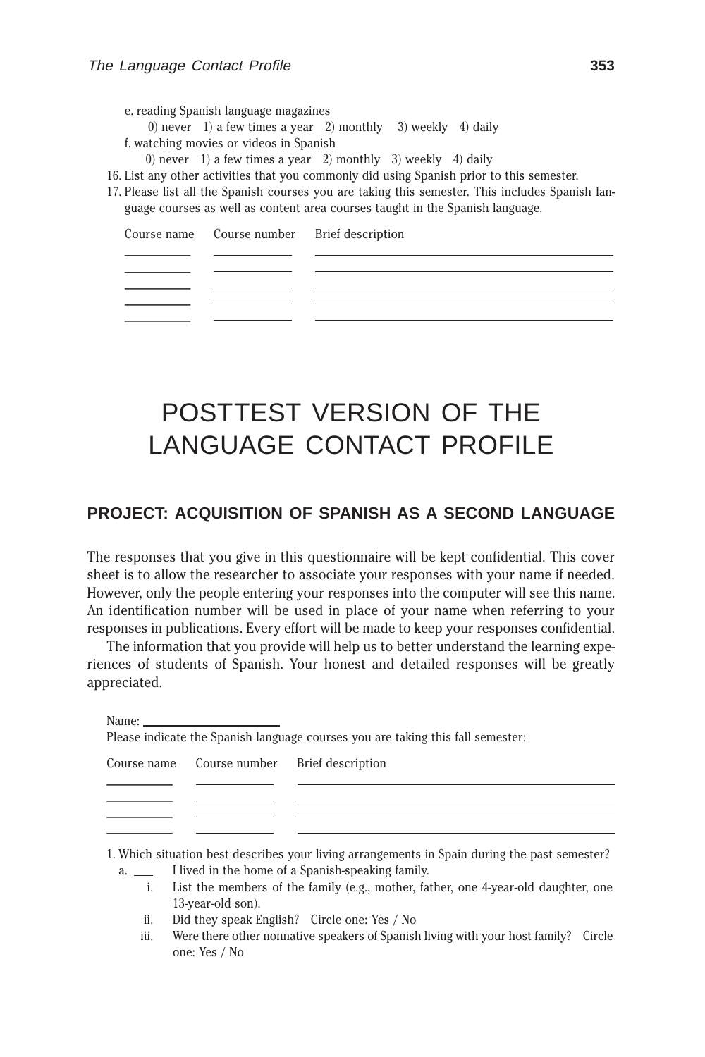e. reading Spanish language magazines

0) never 1) a few times a year 2) monthly 3) weekly 4) daily

f. watching movies or videos in Spanish

0) never 1) a few times a year 2) monthly 3) weekly 4) daily

16. List any other activities that you commonly did using Spanish prior to this semester.
17. Please list all the Spanish courses you are taking this semester. This includes Spanish language courses as well as content area courses taught in the Spanish language.

| Course name | Course number | Brief description |
| --- | --- | --- |
| ________ | ________ | ________________________ |
| ________ | ________ | ________________________ |
| ________ | ________ | ________________________ |
| ________ | ________ | ________________________ |
| ________ | ________ | ________________________ |

# POSTTEST VERSION OF THE LANGUAGE CONTACT PROFILE

## PROJECT: ACQUISITION OF SPANISH AS A SECOND LANGUAGE

The responses that you give in this questionnaire will be kept confidential. This cover sheet is to allow the researcher to associate your responses with your name if needed. However, only the people entering your responses into the computer will see this name. An identification number will be used in place of your name when referring to your responses in publications. Every effort will be made to keep your responses confidential.

The information that you provide will help us to better understand the learning experiences of students of Spanish. Your honest and detailed responses will be greatly appreciated.

Name: ____________________

Please indicate the Spanish language courses you are taking this fall semester:

| Course name | Course number | Brief description |
| --- | --- | --- |
| ________ | ________ | ________________________ |
| ________ | ________ | ________________________ |
| ________ | ________ | ________________________ |
| ________ | ________ | ________________________ |

1. Which situation best describes your living arrangements in Spain during the past semester?
   a. ___ I lived in the home of a Spanish-speaking family.
      i. List the members of the family (e.g., mother, father, one 4-year-old daughter, one 13-year-old son).
      ii. Did they speak English? Circle one: Yes / No
      iii. Were there other nonnative speakers of Spanish living with your host family? Circle one: Yes / No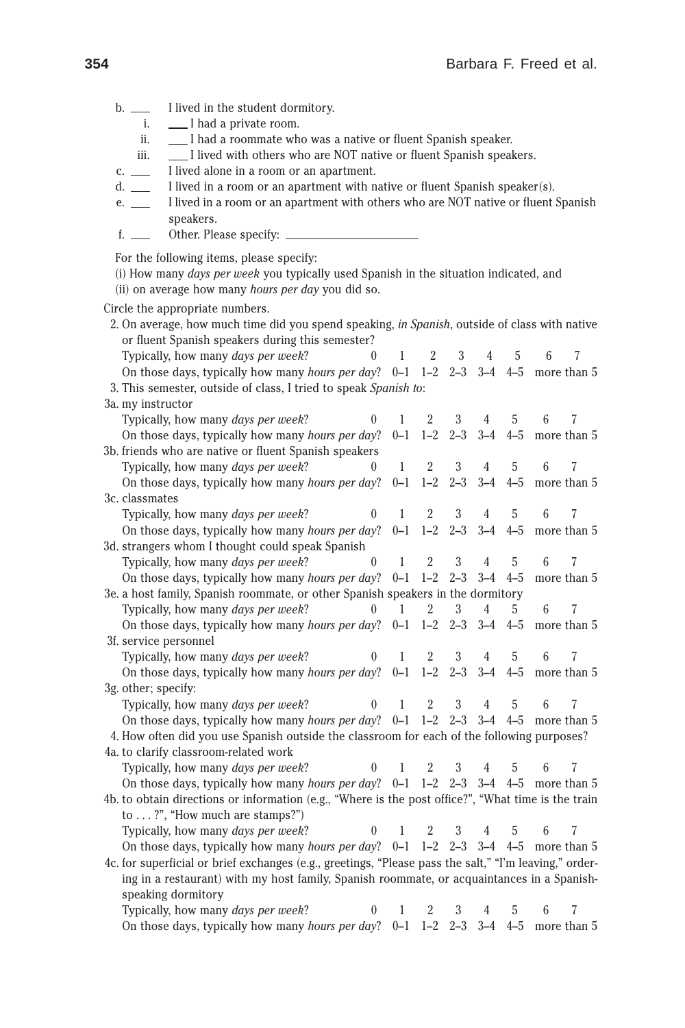b. ___ I lived in the student dormitory.

  i. ___ I had a private room.

  ii. ___ I had a roommate who was a native or fluent Spanish speaker.

  iii. ___ I lived with others who are NOT native or fluent Spanish speakers.

c. ___ I lived alone in a room or an apartment.

d. ___ I lived in a room or an apartment with native or fluent Spanish speaker(s).

e. ___ I lived in a room or an apartment with others who are NOT native or fluent Spanish speakers.

f. ___ Other. Please specify: ____________________

For the following items, please specify:

(i) How many *days per week* you typically used Spanish in the situation indicated, and

(ii) on average how many *hours per day* you did so.

Circle the appropriate numbers.

2. On average, how much time did you spend speaking, *in Spanish*, outside of class with native or fluent Spanish speakers during this semester?

   Typically, how many *days per week*? 0 1 2 3 4 5 6 7

   On those days, typically how many *hours per day*? 0–1 1–2 2–3 3–4 4–5 more than 5

3. This semester, outside of class, I tried to speak *Spanish to*:

3a. my instructor

   Typically, how many *days per week*? 0 1 2 3 4 5 6 7

   On those days, typically how many *hours per day*? 0–1 1–2 2–3 3–4 4–5 more than 5

3b. friends who are native or fluent Spanish speakers

   Typically, how many *days per week*? 0 1 2 3 4 5 6 7

   On those days, typically how many *hours per day*? 0–1 1–2 2–3 3–4 4–5 more than 5

3c. classmates

   Typically, how many *days per week*? 0 1 2 3 4 5 6 7

   On those days, typically how many *hours per day*? 0–1 1–2 2–3 3–4 4–5 more than 5

3d. strangers whom I thought could speak Spanish

   Typically, how many *days per week*? 0 1 2 3 4 5 6 7

   On those days, typically how many *hours per day*? 0–1 1–2 2–3 3–4 4–5 more than 5

3e. a host family, Spanish roommate, or other Spanish speakers in the dormitory

   Typically, how many *days per week*? 0 1 2 3 4 5 6 7

   On those days, typically how many *hours per day*? 0–1 1–2 2–3 3–4 4–5 more than 5

3f. service personnel

   Typically, how many *days per week*? 0 1 2 3 4 5 6 7

   On those days, typically how many *hours per day*? 0–1 1–2 2–3 3–4 4–5 more than 5

3g. other; specify:

   Typically, how many *days per week*? 0 1 2 3 4 5 6 7

   On those days, typically how many *hours per day*? 0–1 1–2 2–3 3–4 4–5 more than 5

4. How often did you use Spanish outside the classroom for each of the following purposes?

4a. to clarify classroom-related work

   Typically, how many *days per week*? 0 1 2 3 4 5 6 7

   On those days, typically how many *hours per day*? 0–1 1–2 2–3 3–4 4–5 more than 5

4b. to obtain directions or information (e.g., "Where is the post office?", "What time is the train to . . . ?", "How much are stamps?")

   Typically, how many *days per week*? 0 1 2 3 4 5 6 7

   On those days, typically how many *hours per day*? 0–1 1–2 2–3 3–4 4–5 more than 5

4c. for superficial or brief exchanges (e.g., greetings, "Please pass the salt," "I'm leaving," ordering in a restaurant) with my host family, Spanish roommate, or acquaintances in a Spanish-speaking dormitory

   Typically, how many *days per week*? 0 1 2 3 4 5 6 7

   On those days, typically how many *hours per day*? 0–1 1–2 2–3 3–4 4–5 more than 5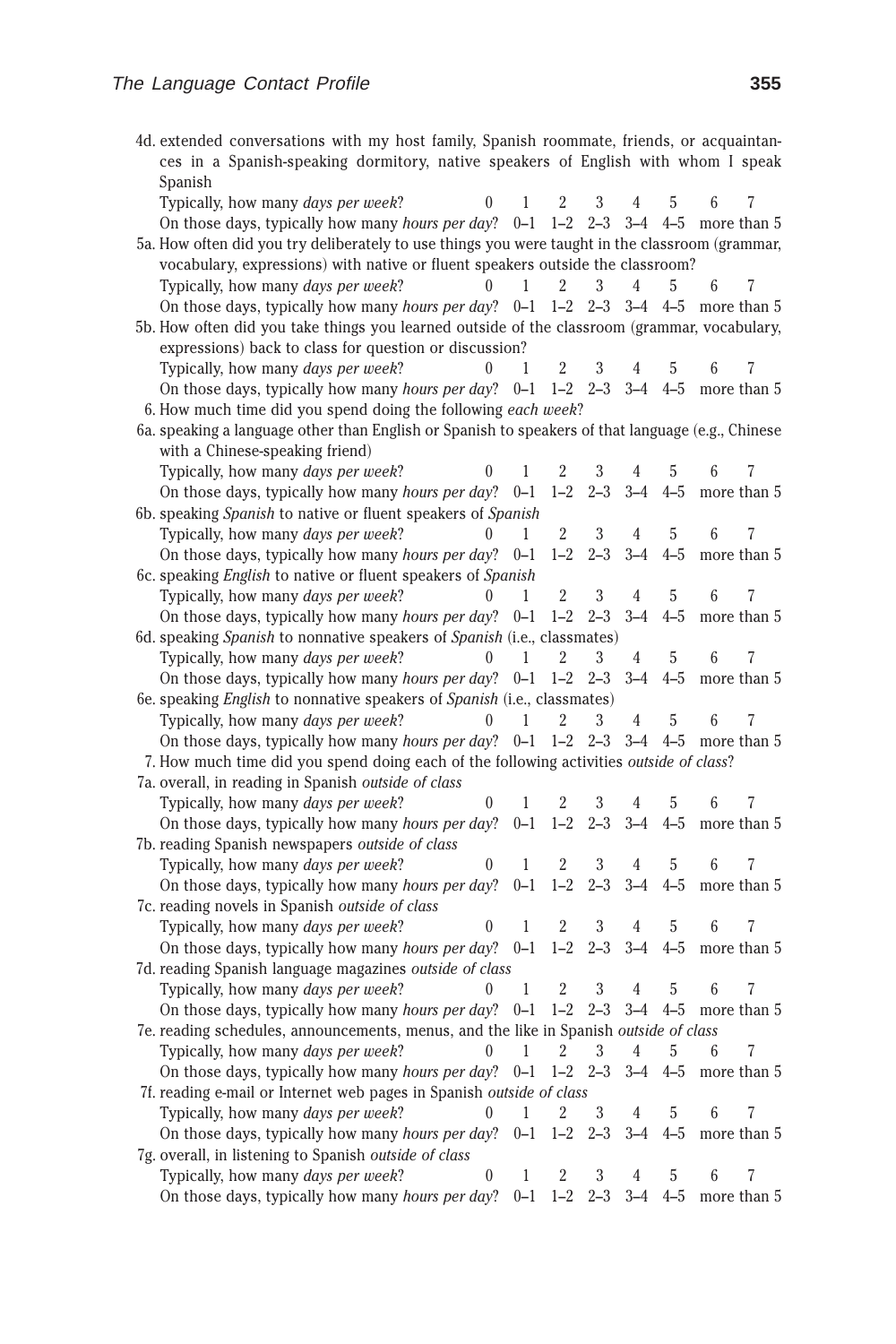4d. extended conversations with my host family, Spanish roommate, friends, or acquaintances in a Spanish-speaking dormitory, native speakers of English with whom I speak Spanish

Typically, how many *days per week*? 0 1 2 3 4 5 6 7
On those days, typically how many *hours per day*? 0–1 1–2 2–3 3–4 4–5 more than 5

5a. How often did you try deliberately to use things you were taught in the classroom (grammar, vocabulary, expressions) with native or fluent speakers outside the classroom?

Typically, how many *days per week*? 0 1 2 3 4 5 6 7
On those days, typically how many *hours per day*? 0–1 1–2 2–3 3–4 4–5 more than 5

5b. How often did you take things you learned outside of the classroom (grammar, vocabulary, expressions) back to class for question or discussion?

Typically, how many *days per week*? 0 1 2 3 4 5 6 7
On those days, typically how many *hours per day*? 0–1 1–2 2–3 3–4 4–5 more than 5

6. How much time did you spend doing the following *each week*?

6a. speaking a language other than English or Spanish to speakers of that language (e.g., Chinese with a Chinese-speaking friend)

Typically, how many *days per week*? 0 1 2 3 4 5 6 7
On those days, typically how many *hours per day*? 0–1 1–2 2–3 3–4 4–5 more than 5

6b. speaking *Spanish* to native or fluent speakers of *Spanish*

Typically, how many *days per week*? 0 1 2 3 4 5 6 7
On those days, typically how many *hours per day*? 0–1 1–2 2–3 3–4 4–5 more than 5

6c. speaking *English* to native or fluent speakers of *Spanish*

Typically, how many *days per week*? 0 1 2 3 4 5 6 7
On those days, typically how many *hours per day*? 0–1 1–2 2–3 3–4 4–5 more than 5

6d. speaking *Spanish* to nonnative speakers of *Spanish* (i.e., classmates)

Typically, how many *days per week*? 0 1 2 3 4 5 6 7
On those days, typically how many *hours per day*? 0–1 1–2 2–3 3–4 4–5 more than 5

6e. speaking *English* to nonnative speakers of *Spanish* (i.e., classmates)

Typically, how many *days per week*? 0 1 2 3 4 5 6 7
On those days, typically how many *hours per day*? 0–1 1–2 2–3 3–4 4–5 more than 5

7. How much time did you spend doing each of the following activities *outside of class*?

7a. overall, in reading in Spanish *outside of class*

Typically, how many *days per week*? 0 1 2 3 4 5 6 7
On those days, typically how many *hours per day*? 0–1 1–2 2–3 3–4 4–5 more than 5

7b. reading Spanish newspapers *outside of class*

Typically, how many *days per week*? 0 1 2 3 4 5 6 7
On those days, typically how many *hours per day*? 0–1 1–2 2–3 3–4 4–5 more than 5

7c. reading novels in Spanish *outside of class*

Typically, how many *days per week*? 0 1 2 3 4 5 6 7
On those days, typically how many *hours per day*? 0–1 1–2 2–3 3–4 4–5 more than 5

7d. reading Spanish language magazines *outside of class*

Typically, how many *days per week*? 0 1 2 3 4 5 6 7
On those days, typically how many *hours per day*? 0–1 1–2 2–3 3–4 4–5 more than 5

7e. reading schedules, announcements, menus, and the like in Spanish *outside of class*

Typically, how many *days per week*? 0 1 2 3 4 5 6 7
On those days, typically how many *hours per day*? 0–1 1–2 2–3 3–4 4–5 more than 5

7f. reading e-mail or Internet web pages in Spanish *outside of class*

Typically, how many *days per week*? 0 1 2 3 4 5 6 7
On those days, typically how many *hours per day*? 0–1 1–2 2–3 3–4 4–5 more than 5

7g. overall, in listening to Spanish *outside of class*

Typically, how many *days per week*? 0 1 2 3 4 5 6 7
On those days, typically how many *hours per day*? 0–1 1–2 2–3 3–4 4–5 more than 5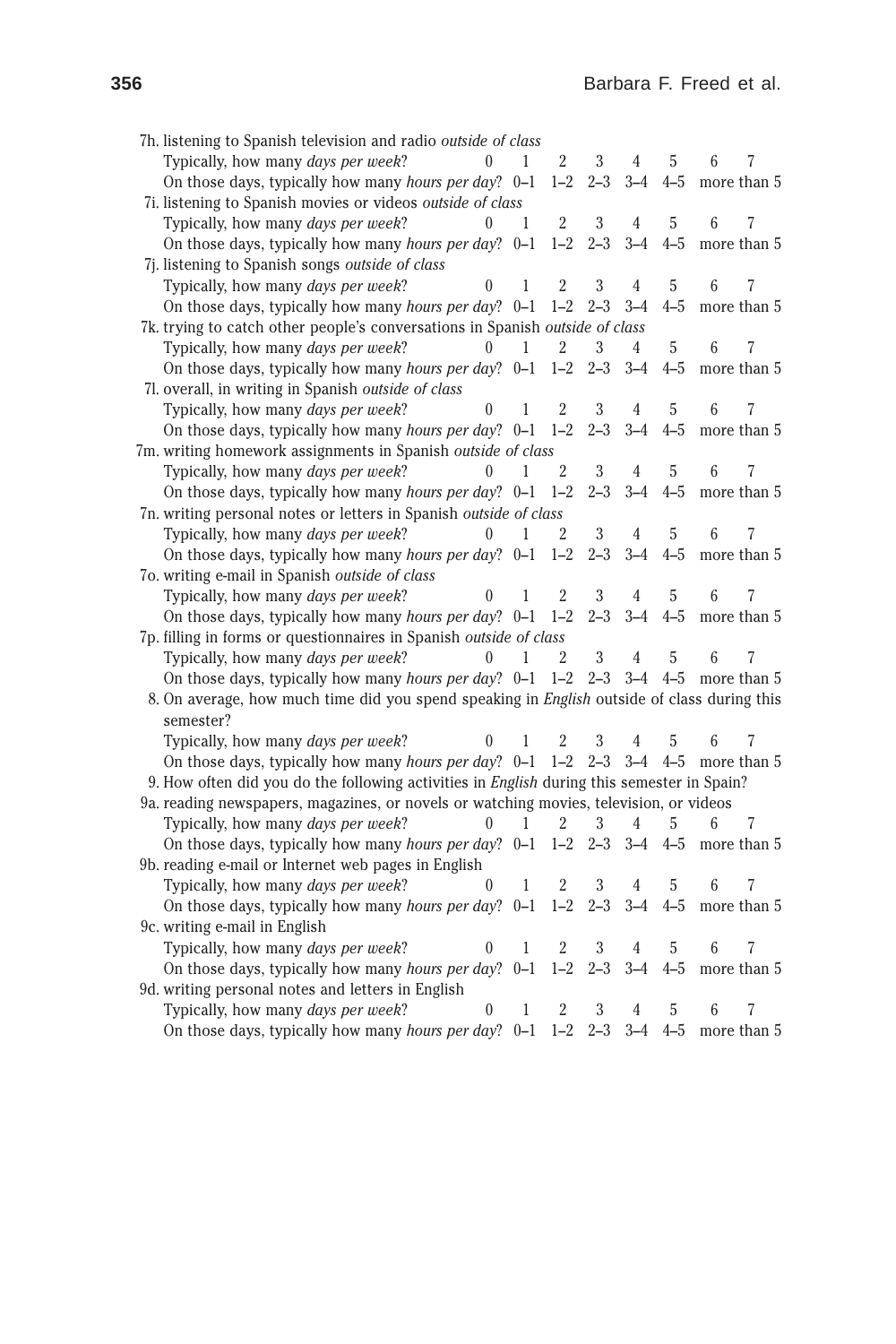7h. listening to Spanish television and radio *outside of class*

Typically, how many *days per week*? 0 1 2 3 4 5 6 7

On those days, typically how many *hours per day*? 0–1 1–2 2–3 3–4 4–5 more than 5

7i. listening to Spanish movies or videos *outside of class*

Typically, how many *days per week*? 0 1 2 3 4 5 6 7

On those days, typically how many *hours per day*? 0–1 1–2 2–3 3–4 4–5 more than 5

7j. listening to Spanish songs *outside of class*

Typically, how many *days per week*? 0 1 2 3 4 5 6 7

On those days, typically how many *hours per day*? 0–1 1–2 2–3 3–4 4–5 more than 5

7k. trying to catch other people's conversations in Spanish *outside of class*

Typically, how many *days per week*? 0 1 2 3 4 5 6 7

On those days, typically how many *hours per day*? 0–1 1–2 2–3 3–4 4–5 more than 5

7l. overall, in writing in Spanish *outside of class*

Typically, how many *days per week*? 0 1 2 3 4 5 6 7

On those days, typically how many *hours per day*? 0–1 1–2 2–3 3–4 4–5 more than 5

7m. writing homework assignments in Spanish *outside of class*

Typically, how many *days per week*? 0 1 2 3 4 5 6 7

On those days, typically how many *hours per day*? 0–1 1–2 2–3 3–4 4–5 more than 5

7n. writing personal notes or letters in Spanish *outside of class*

Typically, how many *days per week*? 0 1 2 3 4 5 6 7

On those days, typically how many *hours per day*? 0–1 1–2 2–3 3–4 4–5 more than 5

7o. writing e-mail in Spanish *outside of class*

Typically, how many *days per week*? 0 1 2 3 4 5 6 7

On those days, typically how many *hours per day*? 0–1 1–2 2–3 3–4 4–5 more than 5

7p. filling in forms or questionnaires in Spanish *outside of class*

Typically, how many *days per week*? 0 1 2 3 4 5 6 7

On those days, typically how many *hours per day*? 0–1 1–2 2–3 3–4 4–5 more than 5

8. On average, how much time did you spend speaking in *English* outside of class during this semester?

Typically, how many *days per week*? 0 1 2 3 4 5 6 7

On those days, typically how many *hours per day*? 0–1 1–2 2–3 3–4 4–5 more than 5

9. How often did you do the following activities in *English* during this semester in Spain?

9a. reading newspapers, magazines, or novels or watching movies, television, or videos

Typically, how many *days per week*? 0 1 2 3 4 5 6 7

On those days, typically how many *hours per day*? 0–1 1–2 2–3 3–4 4–5 more than 5

9b. reading e-mail or Internet web pages in English

Typically, how many *days per week*? 0 1 2 3 4 5 6 7

On those days, typically how many *hours per day*? 0–1 1–2 2–3 3–4 4–5 more than 5

9c. writing e-mail in English

Typically, how many *days per week*? 0 1 2 3 4 5 6 7

On those days, typically how many *hours per day*? 0–1 1–2 2–3 3–4 4–5 more than 5

9d. writing personal notes and letters in English

Typically, how many *days per week*? 0 1 2 3 4 5 6 7

On those days, typically how many *hours per day*? 0–1 1–2 2–3 3–4 4–5 more than 5